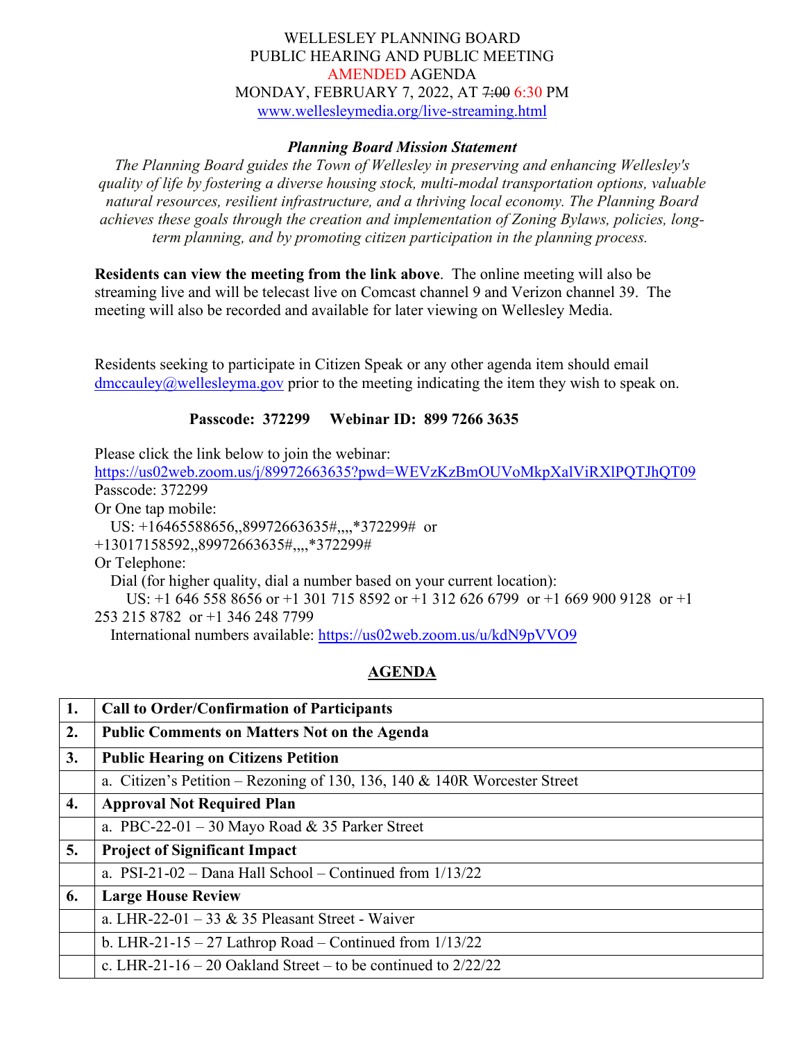WELLESLEY PLANNING BOARD
PUBLIC HEARING AND PUBLIC MEETING
AMENDED AGENDA
MONDAY, FEBRUARY 7, 2022, AT ~~7:00~~ 6:30 PM
www.wellesleymedia.org/live-streaming.html

***Planning Board Mission Statement***

*The Planning Board guides the Town of Wellesley in preserving and enhancing Wellesley's quality of life by fostering a diverse housing stock, multi-modal transportation options, valuable natural resources, resilient infrastructure, and a thriving local economy. The Planning Board achieves these goals through the creation and implementation of Zoning Bylaws, policies, long-term planning, and by promoting citizen participation in the planning process.*

**Residents can view the meeting from the link above**. The online meeting will also be streaming live and will be telecast live on Comcast channel 9 and Verizon channel 39. The meeting will also be recorded and available for later viewing on Wellesley Media.

Residents seeking to participate in Citizen Speak or any other agenda item should email dmccauley@wellesleyma.gov prior to the meeting indicating the item they wish to speak on.

**Passcode: 372299 Webinar ID: 899 7266 3635**

Please click the link below to join the webinar:
https://us02web.zoom.us/j/89972663635?pwd=WEVzKzBmOUVoMkpXalViRXlPQTJhQT09
Passcode: 372299
Or One tap mobile:
US: +16465588656,,89972663635#,,,,*372299# or
+13017158592,,89972663635#,,,,*372299#
Or Telephone:
Dial (for higher quality, dial a number based on your current location):
US: +1 646 558 8656 or +1 301 715 8592 or +1 312 626 6799 or +1 669 900 9128 or +1 253 215 8782 or +1 346 248 7799
International numbers available: https://us02web.zoom.us/u/kdN9pVVO9

## AGENDA

| | |
|---|---|
| **1.** | **Call to Order/Confirmation of Participants** |
| **2.** | **Public Comments on Matters Not on the Agenda** |
| **3.** | **Public Hearing on Citizens Petition** |
| | a. Citizen's Petition – Rezoning of 130, 136, 140 & 140R Worcester Street |
| **4.** | **Approval Not Required Plan** |
| | a. PBC-22-01 – 30 Mayo Road & 35 Parker Street |
| **5.** | **Project of Significant Impact** |
| | a. PSI-21-02 – Dana Hall School – Continued from 1/13/22 |
| **6.** | **Large House Review** |
| | a. LHR-22-01 – 33 & 35 Pleasant Street - Waiver |
| | b. LHR-21-15 – 27 Lathrop Road – Continued from 1/13/22 |
| | c. LHR-21-16 – 20 Oakland Street – to be continued to 2/22/22 |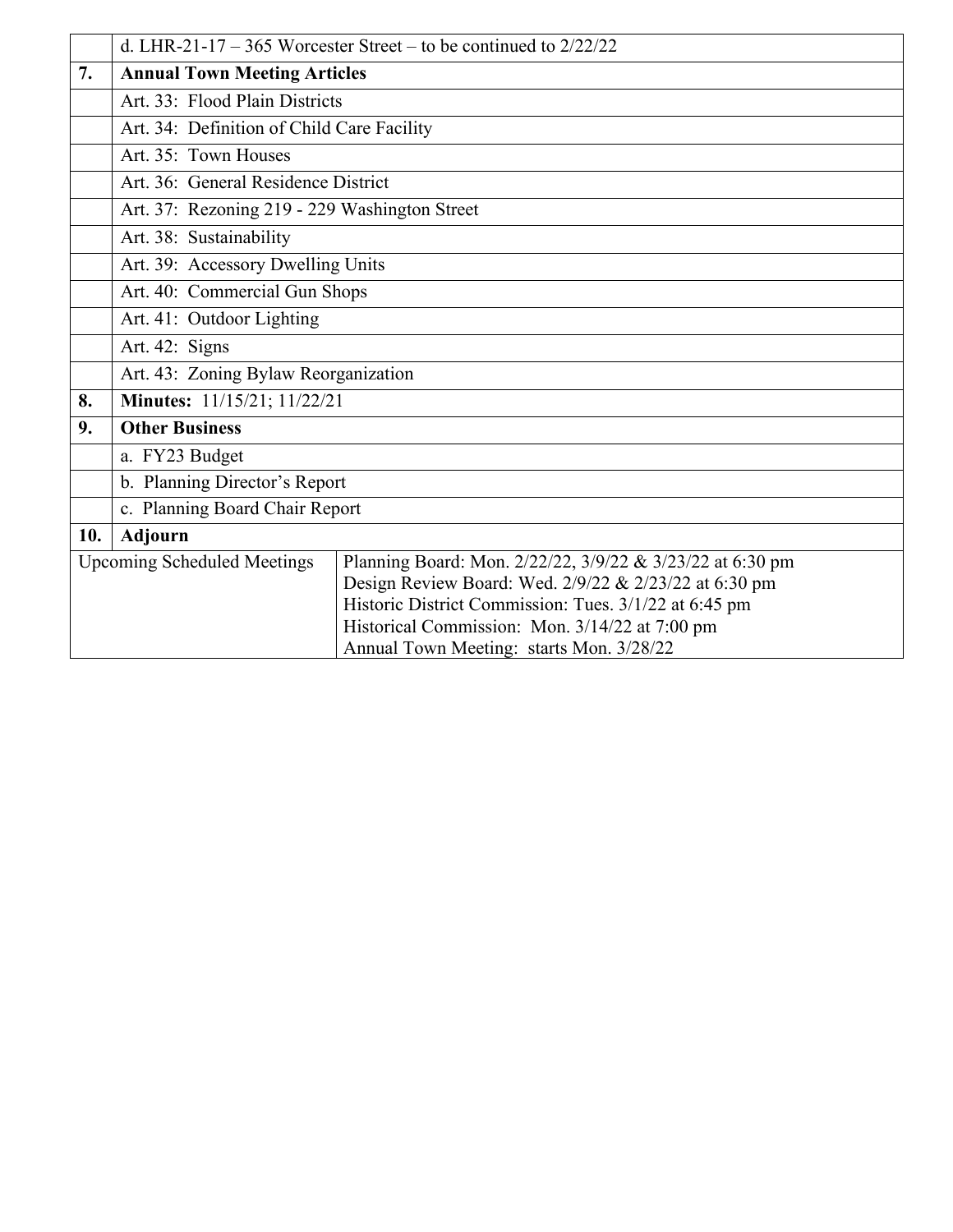| | |
|---|---|
| | d. LHR-21-17 – 365 Worcester Street – to be continued to 2/22/22 |
| **7.** | **Annual Town Meeting Articles** |
| | Art. 33: Flood Plain Districts |
| | Art. 34: Definition of Child Care Facility |
| | Art. 35: Town Houses |
| | Art. 36: General Residence District |
| | Art. 37: Rezoning 219 - 229 Washington Street |
| | Art. 38: Sustainability |
| | Art. 39: Accessory Dwelling Units |
| | Art. 40: Commercial Gun Shops |
| | Art. 41: Outdoor Lighting |
| | Art. 42: Signs |
| | Art. 43: Zoning Bylaw Reorganization |
| **8.** | **Minutes:** 11/15/21; 11/22/21 |
| **9.** | **Other Business** |
| | a. FY23 Budget |
| | b. Planning Director's Report |
| | c. Planning Board Chair Report |
| **10.** | **Adjourn** |

| | |
|---|---|
| Upcoming Scheduled Meetings | Planning Board: Mon. 2/22/22, 3/9/22 & 3/23/22 at 6:30 pm<br>Design Review Board: Wed. 2/9/22 & 2/23/22 at 6:30 pm<br>Historic District Commission: Tues. 3/1/22 at 6:45 pm<br>Historical Commission: Mon. 3/14/22 at 7:00 pm<br>Annual Town Meeting: starts Mon. 3/28/22 |